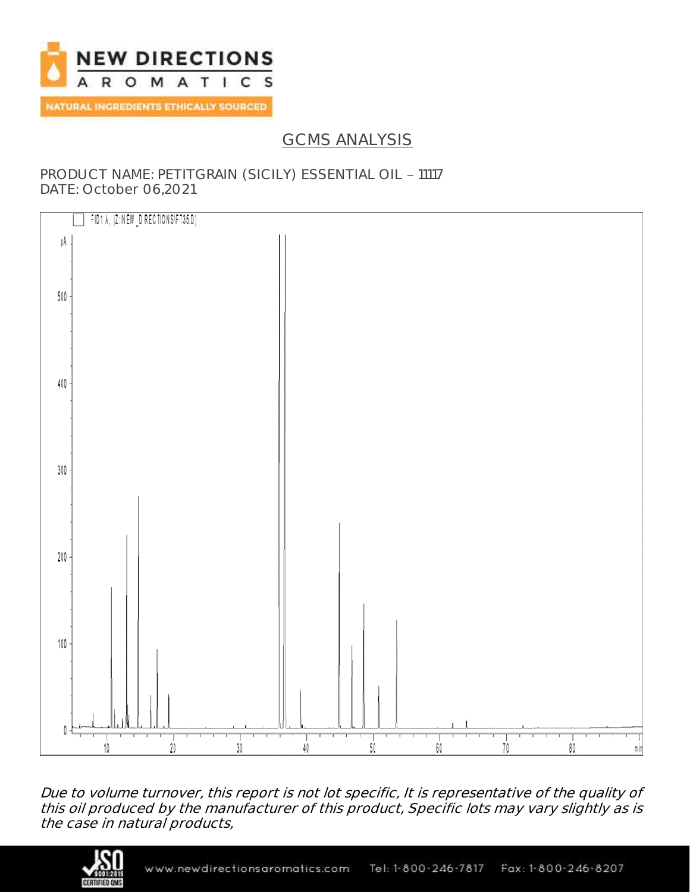# GCMS ANALYSIS

PRODUCT NAME: PETITGRAIN (SICILY) ESSENTIAL OIL – 11117
DATE: October 06,2021

*Due to volume turnover, this report is not lot specific, It is representative of the quality of this oil produced by the manufacturer of this product, Specific lots may vary slightly as is the case in natural products,*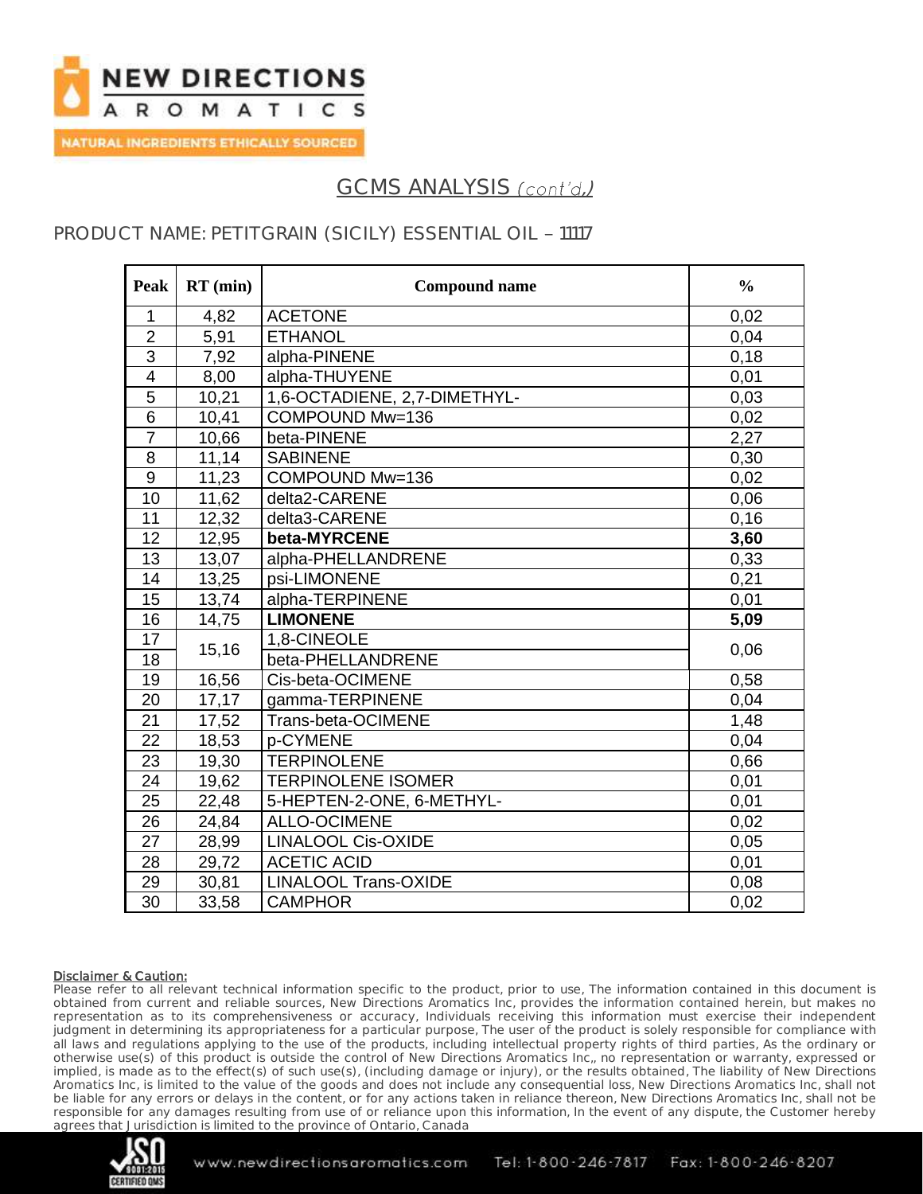## GCMS ANALYSIS *(cont'd.)*

### PRODUCT NAME: PETITGRAIN (SICILY) ESSENTIAL OIL – 11117

| Peak | RT (min) | Compound name | % |
|---|---|---|---|
| 1 | 4,82 | ACETONE | 0,02 |
| 2 | 5,91 | ETHANOL | 0,04 |
| 3 | 7,92 | alpha-PINENE | 0,18 |
| 4 | 8,00 | alpha-THUYENE | 0,01 |
| 5 | 10,21 | 1,6-OCTADIENE, 2,7-DIMETHYL- | 0,03 |
| 6 | 10,41 | COMPOUND Mw=136 | 0,02 |
| 7 | 10,66 | beta-PINENE | 2,27 |
| 8 | 11,14 | SABINENE | 0,30 |
| 9 | 11,23 | COMPOUND Mw=136 | 0,02 |
| 10 | 11,62 | delta2-CARENE | 0,06 |
| 11 | 12,32 | delta3-CARENE | 0,16 |
| 12 | 12,95 | **beta-MYRCENE** | **3,60** |
| 13 | 13,07 | alpha-PHELLANDRENE | 0,33 |
| 14 | 13,25 | psi-LIMONENE | 0,21 |
| 15 | 13,74 | alpha-TERPINENE | 0,01 |
| 16 | 14,75 | **LIMONENE** | **5,09** |
| 17 | 15,16 | 1,8-CINEOLE | 0,06 |
| 18 | | beta-PHELLANDRENE | |
| 19 | 16,56 | Cis-beta-OCIMENE | 0,58 |
| 20 | 17,17 | gamma-TERPINENE | 0,04 |
| 21 | 17,52 | Trans-beta-OCIMENE | 1,48 |
| 22 | 18,53 | p-CYMENE | 0,04 |
| 23 | 19,30 | TERPINOLENE | 0,66 |
| 24 | 19,62 | TERPINOLENE ISOMER | 0,01 |
| 25 | 22,48 | 5-HEPTEN-2-ONE, 6-METHYL- | 0,01 |
| 26 | 24,84 | ALLO-OCIMENE | 0,02 |
| 27 | 28,99 | LINALOOL Cis-OXIDE | 0,05 |
| 28 | 29,72 | ACETIC ACID | 0,01 |
| 29 | 30,81 | LINALOOL Trans-OXIDE | 0,08 |
| 30 | 33,58 | CAMPHOR | 0,02 |

**Disclaimer & Caution:**
Please refer to all relevant technical information specific to the product, prior to use, The information contained in this document is obtained from current and reliable sources, New Directions Aromatics Inc, provides the information contained herein, but makes no representation as to its comprehensiveness or accuracy, Individuals receiving this information must exercise their independent judgment in determining its appropriateness for a particular purpose, The user of the product is solely responsible for compliance with all laws and regulations applying to the use of the products, including intellectual property rights of third parties, As the ordinary or otherwise use(s) of this product is outside the control of New Directions Aromatics Inc,, no representation or warranty, expressed or implied, is made as to the effect(s) of such use(s), (including damage or injury), or the results obtained, The liability of New Directions Aromatics Inc, is limited to the value of the goods and does not include any consequential loss, New Directions Aromatics Inc, shall not be liable for any errors or delays in the content, or for any actions taken in reliance thereon, New Directions Aromatics Inc, shall not be responsible for any damages resulting from use of or reliance upon this information, In the event of any dispute, the Customer hereby agrees that Jurisdiction is limited to the province of Ontario, Canada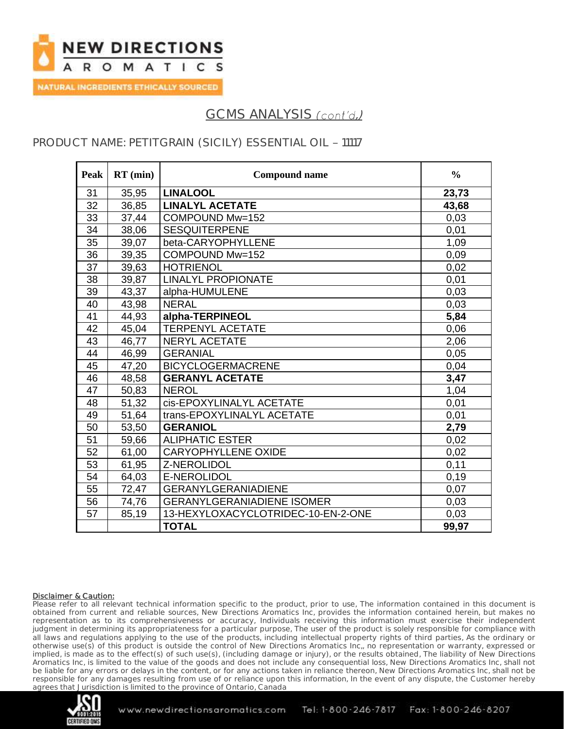## GCMS ANALYSIS *(cont'd,)*

PRODUCT NAME: PETITGRAIN (SICILY) ESSENTIAL OIL – 11117

| Peak | RT (min) | Compound name | % |
|---|---|---|---|
| 31 | 35,95 | **LINALOOL** | **23,73** |
| 32 | 36,85 | **LINALYL ACETATE** | **43,68** |
| 33 | 37,44 | COMPOUND Mw=152 | 0,03 |
| 34 | 38,06 | SESQUITERPENE | 0,01 |
| 35 | 39,07 | beta-CARYOPHYLLENE | 1,09 |
| 36 | 39,35 | COMPOUND Mw=152 | 0,09 |
| 37 | 39,63 | HOTRIENOL | 0,02 |
| 38 | 39,87 | LINALYL PROPIONATE | 0,01 |
| 39 | 43,37 | alpha-HUMULENE | 0,03 |
| 40 | 43,98 | NERAL | 0,03 |
| 41 | 44,93 | **alpha-TERPINEOL** | **5,84** |
| 42 | 45,04 | TERPENYL ACETATE | 0,06 |
| 43 | 46,77 | NERYL ACETATE | 2,06 |
| 44 | 46,99 | GERANIAL | 0,05 |
| 45 | 47,20 | BICYCLOGERMACRENE | 0,04 |
| 46 | 48,58 | **GERANYL ACETATE** | **3,47** |
| 47 | 50,83 | NEROL | 1,04 |
| 48 | 51,32 | cis-EPOXYLINALYL ACETATE | 0,01 |
| 49 | 51,64 | trans-EPOXYLINALYL ACETATE | 0,01 |
| 50 | 53,50 | **GERANIOL** | **2,79** |
| 51 | 59,66 | ALIPHATIC ESTER | 0,02 |
| 52 | 61,00 | CARYOPHYLLENE OXIDE | 0,02 |
| 53 | 61,95 | Z-NEROLIDOL | 0,11 |
| 54 | 64,03 | E-NEROLIDOL | 0,19 |
| 55 | 72,47 | GERANYLGERANIADIENE | 0,07 |
| 56 | 74,76 | GERANYLGERANIADIENE ISOMER | 0,03 |
| 57 | 85,19 | 13-HEXYLOXACYCLOTRIDEC-10-EN-2-ONE | 0,03 |
| | | **TOTAL** | **99,97** |

**Disclaimer & Caution:**
Please refer to all relevant technical information specific to the product, prior to use, The information contained in this document is obtained from current and reliable sources, New Directions Aromatics Inc, provides the information contained herein, but makes no representation as to its comprehensiveness or accuracy, Individuals receiving this information must exercise their independent judgment in determining its appropriateness for a particular purpose, The user of the product is solely responsible for compliance with all laws and regulations applying to the use of the products, including intellectual property rights of third parties, As the ordinary or otherwise use(s) of this product is outside the control of New Directions Aromatics Inc,, no representation or warranty, expressed or implied, is made as to the effect(s) of such use(s), (including damage or injury), or the results obtained, The liability of New Directions Aromatics Inc, is limited to the value of the goods and does not include any consequential loss, New Directions Aromatics Inc, shall not be liable for any errors or delays in the content, or for any actions taken in reliance thereon, New Directions Aromatics Inc, shall not be responsible for any damages resulting from use of or reliance upon this information, In the event of any dispute, the Customer hereby agrees that Jurisdiction is limited to the province of Ontario, Canada